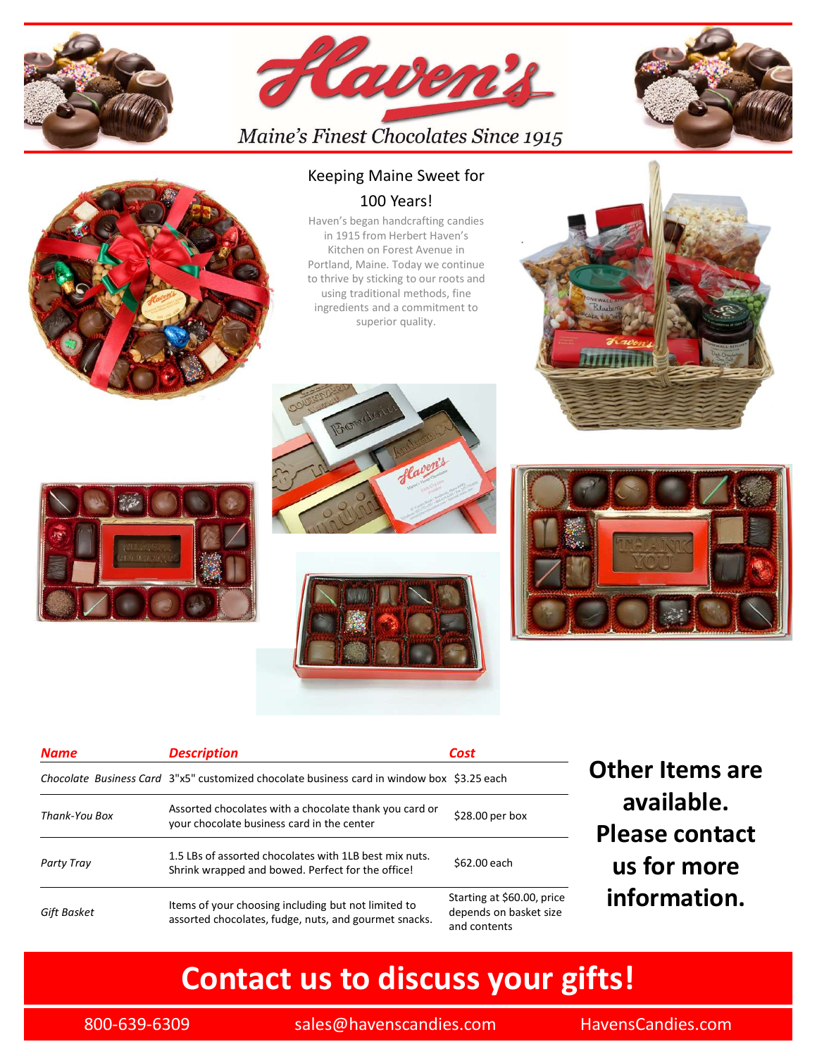# Haven's

*Maine's Finest Chocolates Since 1915*

## Keeping Maine Sweet for 100 Years!

Haven's began handcrafting candies in 1915 from Herbert Haven's Kitchen on Forest Avenue in Portland, Maine. Today we continue to thrive by sticking to our roots and using traditional methods, fine ingredients and a commitment to superior quality.

| Name | Description | Cost |
|---|---|---|
| *Chocolate Business Card* | 3"x5" customized chocolate business card in window box | $3.25 each |
| *Thank-You Box* | Assorted chocolates with a chocolate thank you card or your chocolate business card in the center | $28.00 per box |
| *Party Tray* | 1.5 LBs of assorted chocolates with 1LB best mix nuts. Shrink wrapped and bowed. Perfect for the office! | $62.00 each |
| *Gift Basket* | Items of your choosing including but not limited to assorted chocolates, fudge, nuts, and gourmet snacks. | Starting at $60.00, price depends on basket size and contents |

**Other Items are available. Please contact us for more information.**

## Contact us to discuss your gifts!

800-639-6309 sales@havenscandies.com HavensCandies.com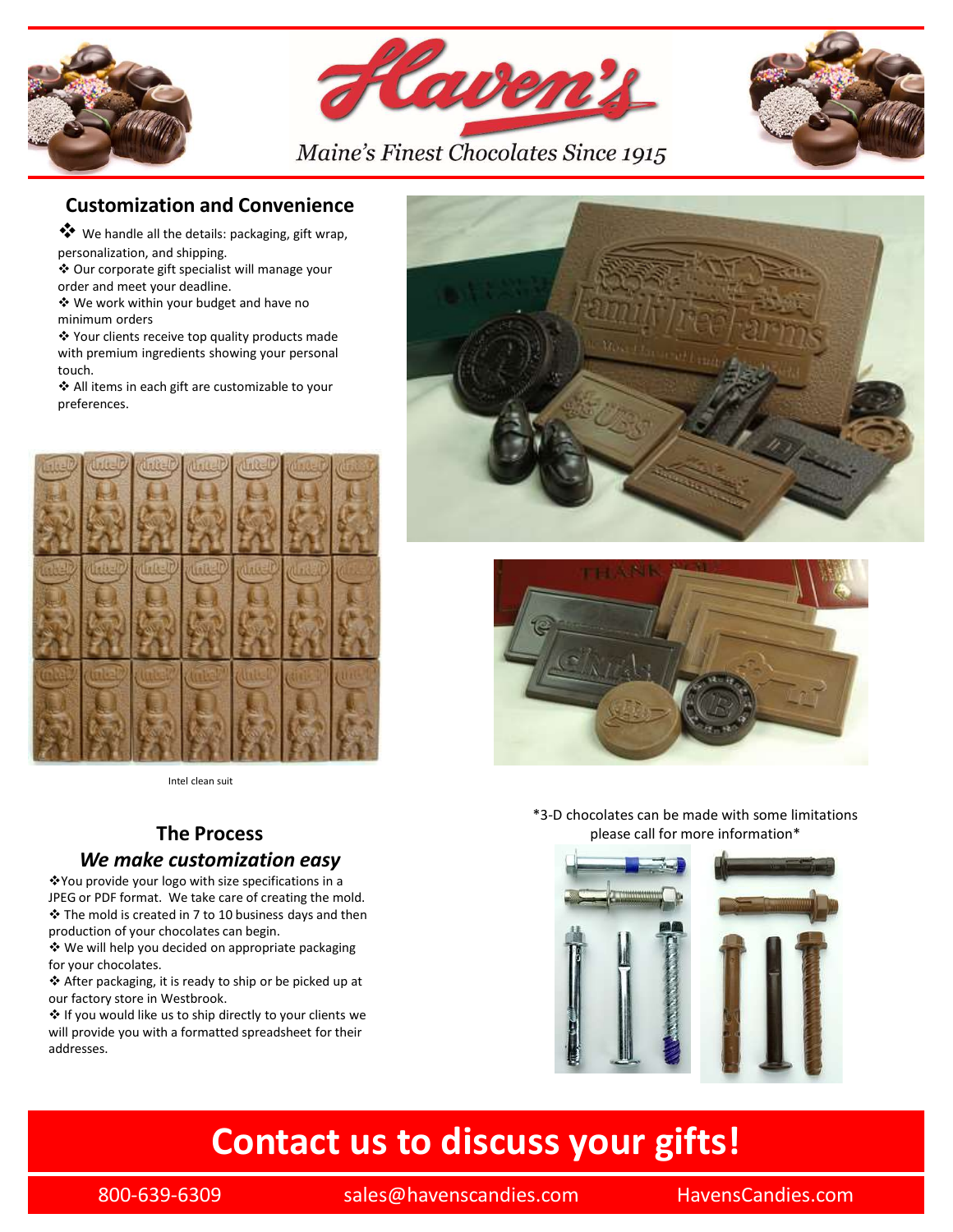# Haven's

*Maine's Finest Chocolates Since 1915*

## Customization and Convenience

- ❖ We handle all the details: packaging, gift wrap, personalization, and shipping.
- ❖ Our corporate gift specialist will manage your order and meet your deadline.
- ❖ We work within your budget and have no minimum orders
- ❖ Your clients receive top quality products made with premium ingredients showing your personal touch.
- ❖ All items in each gift are customizable to your preferences.

Intel clean suit

## The Process

### *We make customization easy*

- ❖You provide your logo with size specifications in a JPEG or PDF format. We take care of creating the mold.
- ❖ The mold is created in 7 to 10 business days and then production of your chocolates can begin.
- ❖ We will help you decided on appropriate packaging for your chocolates.
- ❖ After packaging, it is ready to ship or be picked up at our factory store in Westbrook.
- ❖ If you would like us to ship directly to your clients we will provide you with a formatted spreadsheet for their addresses.

*3-D chocolates can be made with some limitations please call for more information*

## Contact us to discuss your gifts!

800-639-6309 sales@havenscandies.com HavensCandies.com